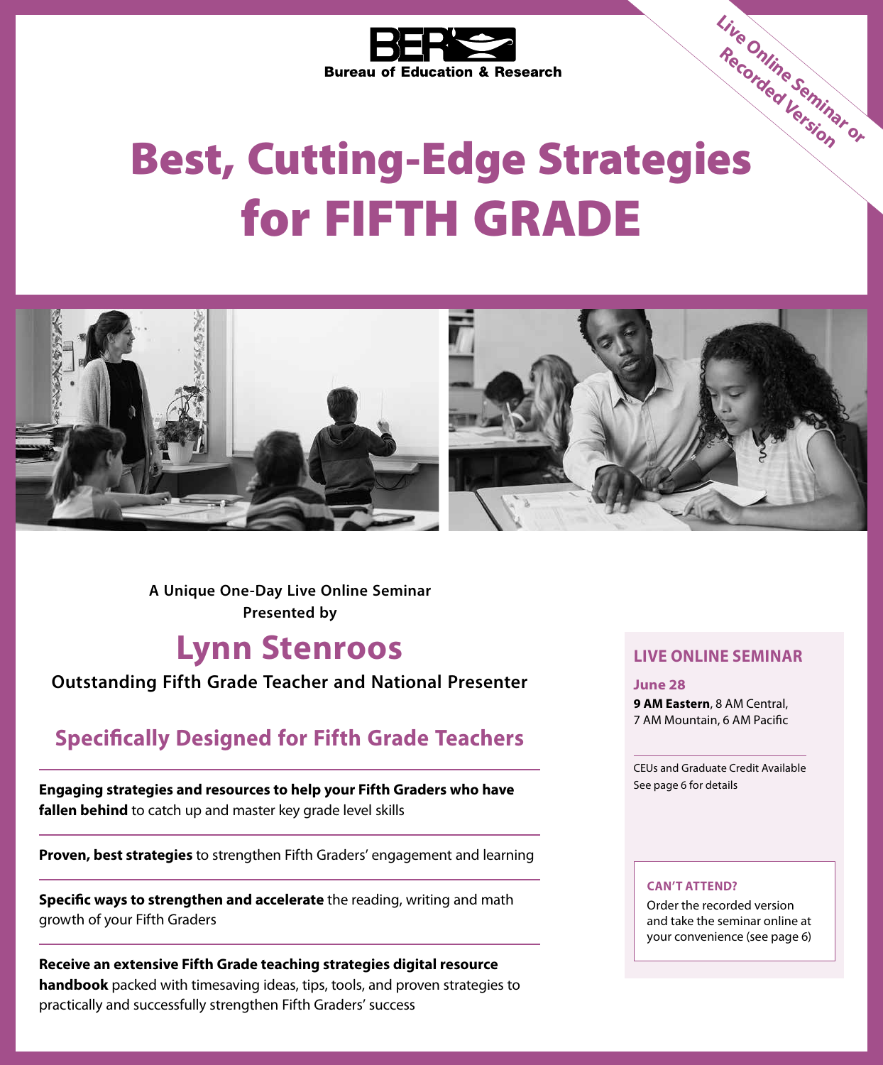Bureau of Education & Research

Live Online Seminar or Recorded Version

# Best, Cutting-Edge Strategies for FIFTH GRADE

**A Unique One-Day Live Online Seminar Presented by**

## Lynn Stenroos

**Outstanding Fifth Grade Teacher and National Presenter**

### Specifically Designed for Fifth Grade Teachers

**Engaging strategies and resources to help your Fifth Graders who have fallen behind** to catch up and master key grade level skills

**Proven, best strategies** to strengthen Fifth Graders' engagement and learning

**Specific ways to strengthen and accelerate** the reading, writing and math growth of your Fifth Graders

**Receive an extensive Fifth Grade teaching strategies digital resource handbook** packed with timesaving ideas, tips, tools, and proven strategies to practically and successfully strengthen Fifth Graders' success

### LIVE ONLINE SEMINAR

**June 28**
**9 AM Eastern**, 8 AM Central, 7 AM Mountain, 6 AM Pacific

CEUs and Graduate Credit Available
See page 6 for details

**CAN'T ATTEND?**
Order the recorded version and take the seminar online at your convenience (see page 6)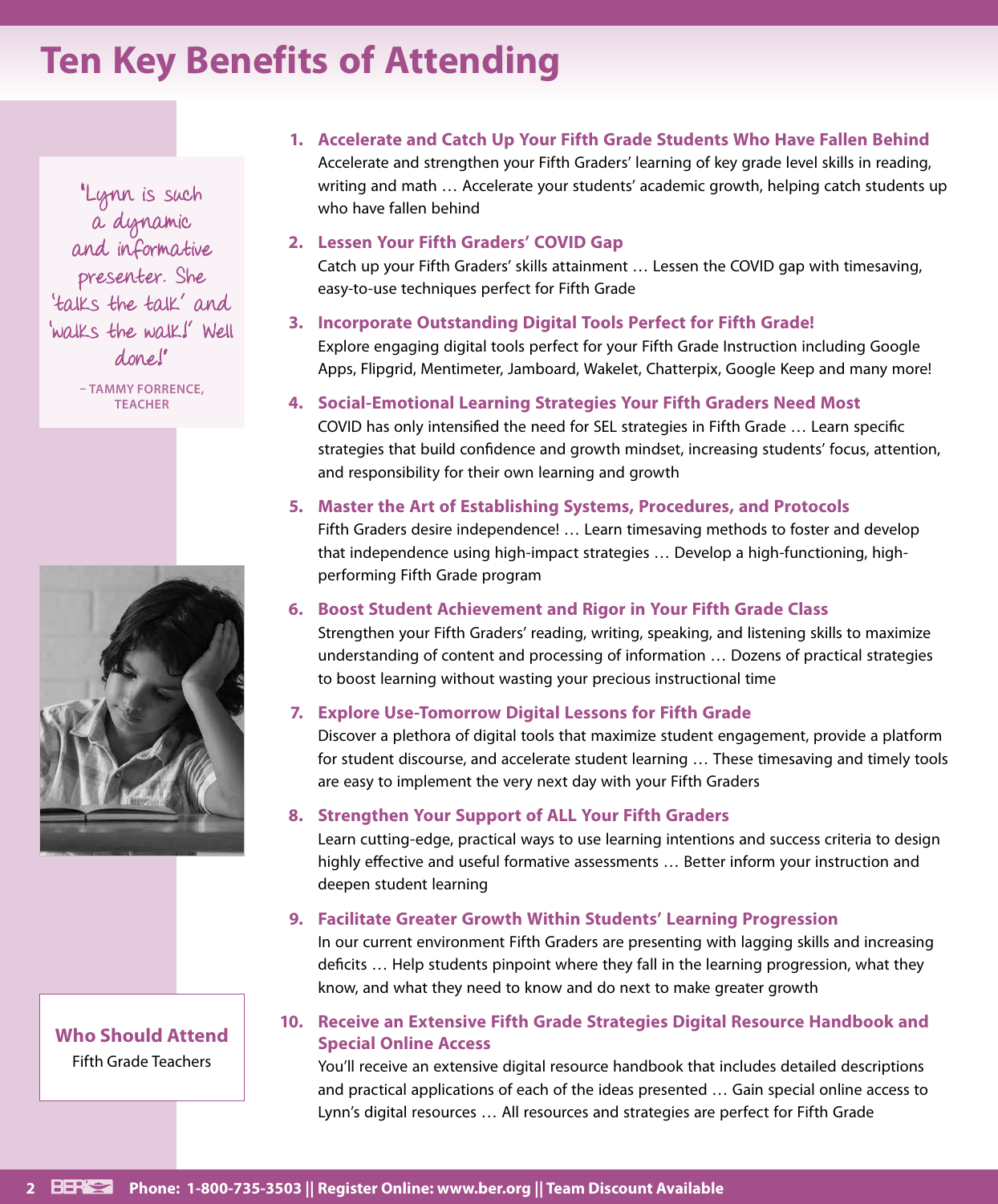# Ten Key Benefits of Attending

"Lynn is such a dynamic and informative presenter. She 'talks the talk' and 'walks the walk!' Well done!"

– TAMMY FORRENCE, TEACHER

1. **Accelerate and Catch Up Your Fifth Grade Students Who Have Fallen Behind**
   Accelerate and strengthen your Fifth Graders' learning of key grade level skills in reading, writing and math … Accelerate your students' academic growth, helping catch students up who have fallen behind

2. **Lessen Your Fifth Graders' COVID Gap**
   Catch up your Fifth Graders' skills attainment … Lessen the COVID gap with timesaving, easy-to-use techniques perfect for Fifth Grade

3. **Incorporate Outstanding Digital Tools Perfect for Fifth Grade!**
   Explore engaging digital tools perfect for your Fifth Grade Instruction including Google Apps, Flipgrid, Mentimeter, Jamboard, Wakelet, Chatterpix, Google Keep and many more!

4. **Social-Emotional Learning Strategies Your Fifth Graders Need Most**
   COVID has only intensified the need for SEL strategies in Fifth Grade … Learn specific strategies that build confidence and growth mindset, increasing students' focus, attention, and responsibility for their own learning and growth

5. **Master the Art of Establishing Systems, Procedures, and Protocols**
   Fifth Graders desire independence! … Learn timesaving methods to foster and develop that independence using high-impact strategies … Develop a high-functioning, high-performing Fifth Grade program

6. **Boost Student Achievement and Rigor in Your Fifth Grade Class**
   Strengthen your Fifth Graders' reading, writing, speaking, and listening skills to maximize understanding of content and processing of information … Dozens of practical strategies to boost learning without wasting your precious instructional time

7. **Explore Use-Tomorrow Digital Lessons for Fifth Grade**
   Discover a plethora of digital tools that maximize student engagement, provide a platform for student discourse, and accelerate student learning … These timesaving and timely tools are easy to implement the very next day with your Fifth Graders

8. **Strengthen Your Support of ALL Your Fifth Graders**
   Learn cutting-edge, practical ways to use learning intentions and success criteria to design highly effective and useful formative assessments … Better inform your instruction and deepen student learning

9. **Facilitate Greater Growth Within Students' Learning Progression**
   In our current environment Fifth Graders are presenting with lagging skills and increasing deficits … Help students pinpoint where they fall in the learning progression, what they know, and what they need to know and do next to make greater growth

10. **Receive an Extensive Fifth Grade Strategies Digital Resource Handbook and Special Online Access**
    You'll receive an extensive digital resource handbook that includes detailed descriptions and practical applications of each of the ideas presented … Gain special online access to Lynn's digital resources … All resources and strategies are perfect for Fifth Grade

**Who Should Attend**
Fifth Grade Teachers

Phone: 1-800-735-3503 || Register Online: www.ber.org || Team Discount Available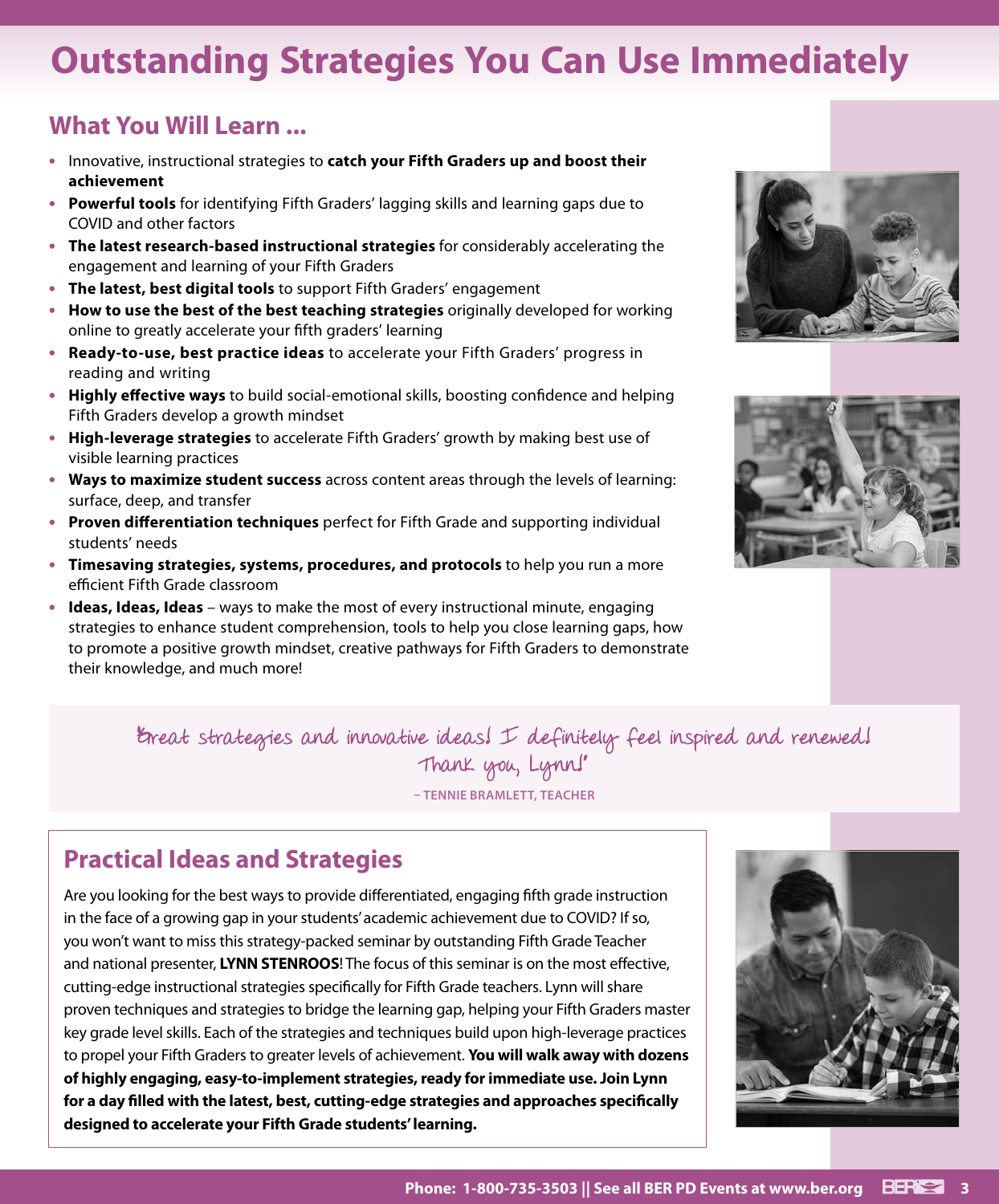# Outstanding Strategies You Can Use Immediately

## What You Will Learn ...

- Innovative, instructional strategies to **catch your Fifth Graders up and boost their achievement**
- **Powerful tools** for identifying Fifth Graders' lagging skills and learning gaps due to COVID and other factors
- **The latest research-based instructional strategies** for considerably accelerating the engagement and learning of your Fifth Graders
- **The latest, best digital tools** to support Fifth Graders' engagement
- **How to use the best of the best teaching strategies** originally developed for working online to greatly accelerate your fifth graders' learning
- **Ready-to-use, best practice ideas** to accelerate your Fifth Graders' progress in reading and writing
- **Highly effective ways** to build social-emotional skills, boosting confidence and helping Fifth Graders develop a growth mindset
- **High-leverage strategies** to accelerate Fifth Graders' growth by making best use of visible learning practices
- **Ways to maximize student success** across content areas through the levels of learning: surface, deep, and transfer
- **Proven differentiation techniques** perfect for Fifth Grade and supporting individual students' needs
- **Timesaving strategies, systems, procedures, and protocols** to help you run a more efficient Fifth Grade classroom
- **Ideas, Ideas, Ideas** – ways to make the most of every instructional minute, engaging strategies to enhance student comprehension, tools to help you close learning gaps, how to promote a positive growth mindset, creative pathways for Fifth Graders to demonstrate their knowledge, and much more!

"Great strategies and innovative ideas! I definitely feel inspired and renewed! Thank you, Lynn!"

– TENNIE BRAMLETT, TEACHER

## Practical Ideas and Strategies

Are you looking for the best ways to provide differentiated, engaging fifth grade instruction in the face of a growing gap in your students' academic achievement due to COVID? If so, you won't want to miss this strategy-packed seminar by outstanding Fifth Grade Teacher and national presenter, **LYNN STENROOS**! The focus of this seminar is on the most effective, cutting-edge instructional strategies specifically for Fifth Grade teachers. Lynn will share proven techniques and strategies to bridge the learning gap, helping your Fifth Graders master key grade level skills. Each of the strategies and techniques build upon high-leverage practices to propel your Fifth Graders to greater levels of achievement. **You will walk away with dozens of highly engaging, easy-to-implement strategies, ready for immediate use. Join Lynn for a day filled with the latest, best, cutting-edge strategies and approaches specifically designed to accelerate your Fifth Grade students' learning.**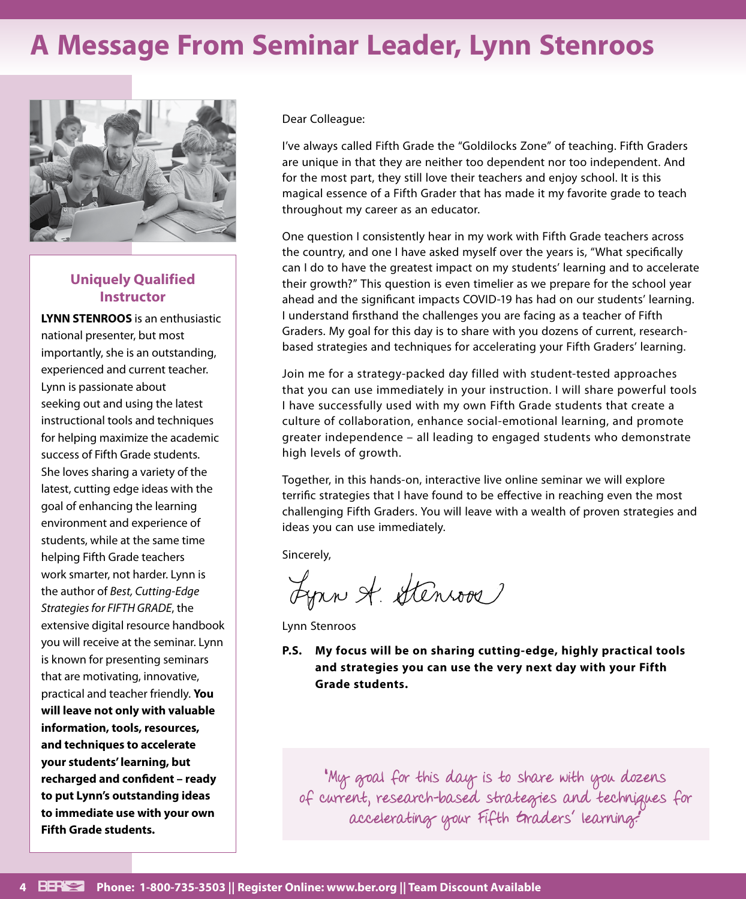# A Message From Seminar Leader, Lynn Stenroos

### Uniquely Qualified Instructor

**LYNN STENROOS** is an enthusiastic national presenter, but most importantly, she is an outstanding, experienced and current teacher. Lynn is passionate about seeking out and using the latest instructional tools and techniques for helping maximize the academic success of Fifth Grade students. She loves sharing a variety of the latest, cutting edge ideas with the goal of enhancing the learning environment and experience of students, while at the same time helping Fifth Grade teachers work smarter, not harder. Lynn is the author of *Best, Cutting-Edge Strategies for FIFTH GRADE*, the extensive digital resource handbook you will receive at the seminar. Lynn is known for presenting seminars that are motivating, innovative, practical and teacher friendly. **You will leave not only with valuable information, tools, resources, and techniques to accelerate your students' learning, but recharged and confident – ready to put Lynn's outstanding ideas to immediate use with your own Fifth Grade students.**

Dear Colleague:

I've always called Fifth Grade the "Goldilocks Zone" of teaching. Fifth Graders are unique in that they are neither too dependent nor too independent. And for the most part, they still love their teachers and enjoy school. It is this magical essence of a Fifth Grader that has made it my favorite grade to teach throughout my career as an educator.

One question I consistently hear in my work with Fifth Grade teachers across the country, and one I have asked myself over the years is, "What specifically can I do to have the greatest impact on my students' learning and to accelerate their growth?" This question is even timelier as we prepare for the school year ahead and the significant impacts COVID-19 has had on our students' learning. I understand firsthand the challenges you are facing as a teacher of Fifth Graders. My goal for this day is to share with you dozens of current, research-based strategies and techniques for accelerating your Fifth Graders' learning.

Join me for a strategy-packed day filled with student-tested approaches that you can use immediately in your instruction. I will share powerful tools I have successfully used with my own Fifth Grade students that create a culture of collaboration, enhance social-emotional learning, and promote greater independence – all leading to engaged students who demonstrate high levels of growth.

Together, in this hands-on, interactive live online seminar we will explore terrific strategies that I have found to be effective in reaching even the most challenging Fifth Graders. You will leave with a wealth of proven strategies and ideas you can use immediately.

Sincerely,

Lynn A. Stenroos

Lynn Stenroos

**P.S. My focus will be on sharing cutting-edge, highly practical tools and strategies you can use the very next day with your Fifth Grade students.**

"My goal for this day is to share with you dozens of current, research-based strategies and techniques for accelerating your Fifth Graders' learning."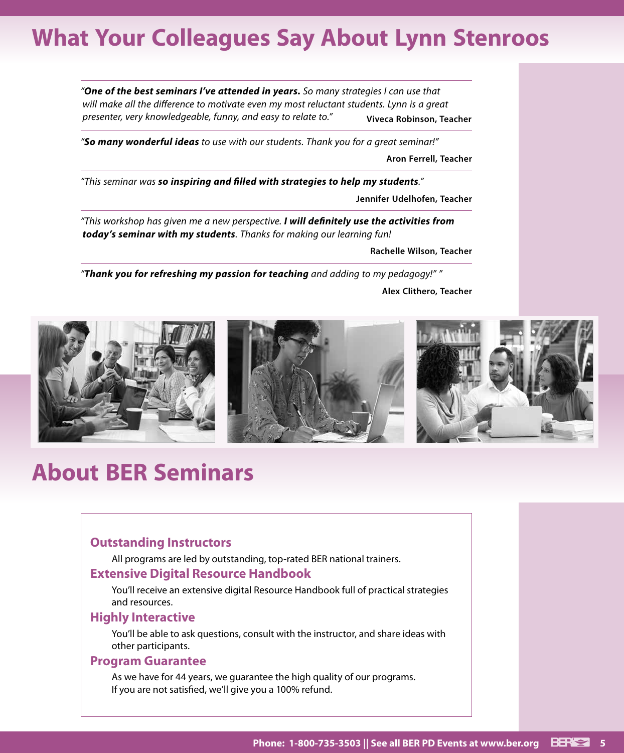# What Your Colleagues Say About Lynn Stenroos

*"**One of the best seminars I've attended in years.** So many strategies I can use that will make all the difference to motivate even my most reluctant students. Lynn is a great presenter, very knowledgeable, funny, and easy to relate to."*

**Viveca Robinson, Teacher**

*"**So many wonderful ideas** to use with our students. Thank you for a great seminar!"*

**Aron Ferrell, Teacher**

*"This seminar was **so inspiring and filled with strategies to help my students**."*

**Jennifer Udelhofen, Teacher**

*"This workshop has given me a new perspective. **I will definitely use the activities from today's seminar with my students**. Thanks for making our learning fun!*

**Rachelle Wilson, Teacher**

*"**Thank you for refreshing my passion for teaching** and adding to my pedagogy!" "*

**Alex Clithero, Teacher**

# About BER Seminars

## Outstanding Instructors

All programs are led by outstanding, top-rated BER national trainers.

## Extensive Digital Resource Handbook

You'll receive an extensive digital Resource Handbook full of practical strategies and resources.

## Highly Interactive

You'll be able to ask questions, consult with the instructor, and share ideas with other participants.

## Program Guarantee

As we have for 44 years, we guarantee the high quality of our programs. If you are not satisfied, we'll give you a 100% refund.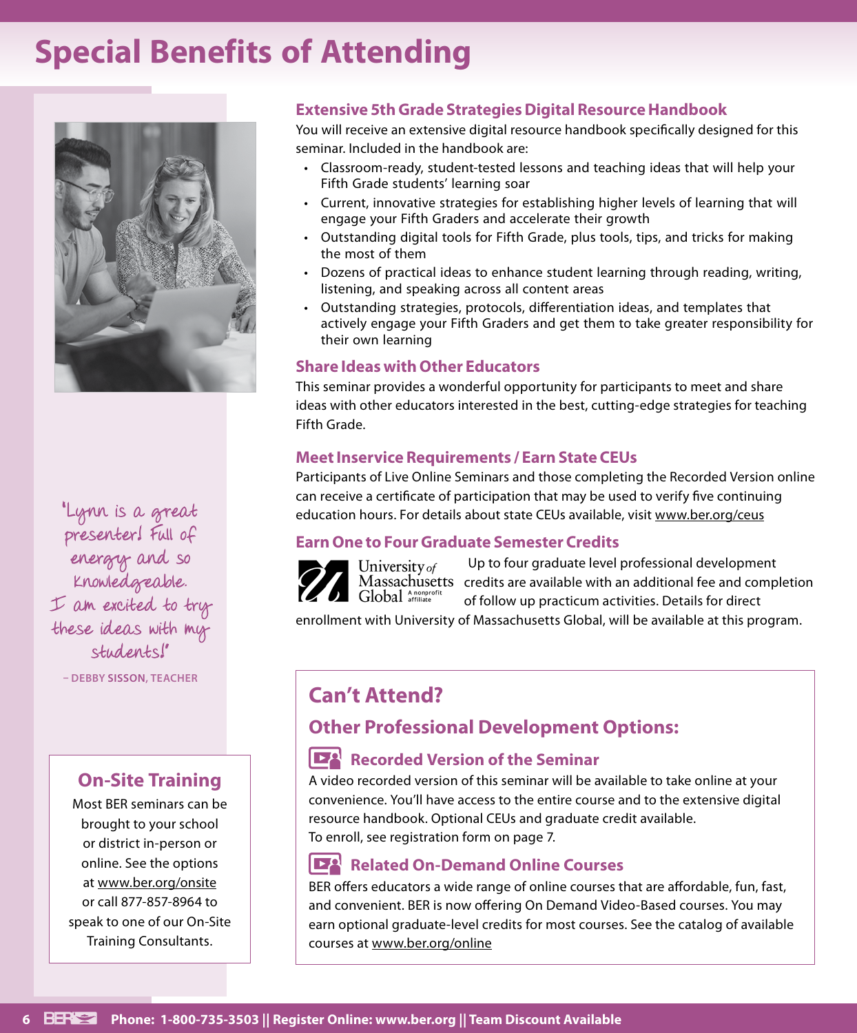# Special Benefits of Attending

"Lynn is a great presenter! Full of energy and so knowledgeable. I am excited to try these ideas with my students!"

– DEBBY SISSON, TEACHER

## On-Site Training

Most BER seminars can be brought to your school or district in-person or online. See the options at www.ber.org/onsite or call 877-857-8964 to speak to one of our On-Site Training Consultants.

### Extensive 5th Grade Strategies Digital Resource Handbook

You will receive an extensive digital resource handbook specifically designed for this seminar. Included in the handbook are:

- Classroom-ready, student-tested lessons and teaching ideas that will help your Fifth Grade students' learning soar
- Current, innovative strategies for establishing higher levels of learning that will engage your Fifth Graders and accelerate their growth
- Outstanding digital tools for Fifth Grade, plus tools, tips, and tricks for making the most of them
- Dozens of practical ideas to enhance student learning through reading, writing, listening, and speaking across all content areas
- Outstanding strategies, protocols, differentiation ideas, and templates that actively engage your Fifth Graders and get them to take greater responsibility for their own learning

### Share Ideas with Other Educators

This seminar provides a wonderful opportunity for participants to meet and share ideas with other educators interested in the best, cutting-edge strategies for teaching Fifth Grade.

### Meet Inservice Requirements / Earn State CEUs

Participants of Live Online Seminars and those completing the Recorded Version online can receive a certificate of participation that may be used to verify five continuing education hours. For details about state CEUs available, visit www.ber.org/ceus

### Earn One to Four Graduate Semester Credits

University of Massachusetts Global A nonprofit affiliate

Up to four graduate level professional development credits are available with an additional fee and completion of follow up practicum activities. Details for direct enrollment with University of Massachusetts Global, will be available at this program.

## Can't Attend?

## Other Professional Development Options:

### Recorded Version of the Seminar

A video recorded version of this seminar will be available to take online at your convenience. You'll have access to the entire course and to the extensive digital resource handbook. Optional CEUs and graduate credit available.
To enroll, see registration form on page 7.

### Related On-Demand Online Courses

BER offers educators a wide range of online courses that are affordable, fun, fast, and convenient. BER is now offering On Demand Video-Based courses. You may earn optional graduate-level credits for most courses. See the catalog of available courses at www.ber.org/online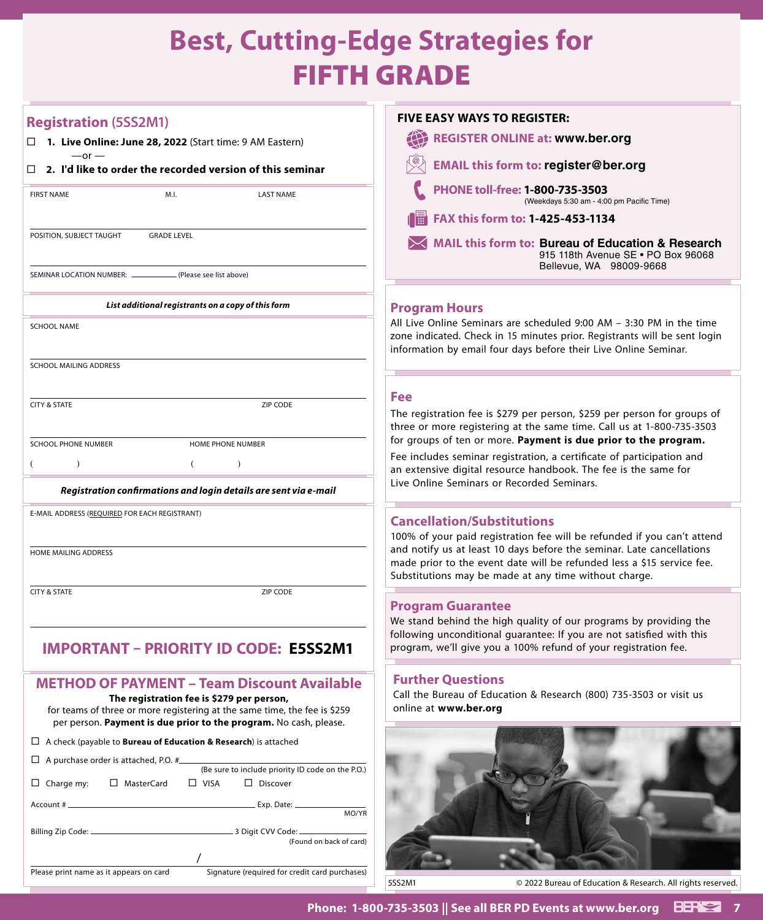# Best, Cutting-Edge Strategies for FIFTH GRADE

## Registration (5SS2M1)

☐ **1. Live Online: June 28, 2022** (Start time: 9 AM Eastern)

—or —

☐ **2. I'd like to order the recorded version of this seminar**

FIRST NAME | M.I. | LAST NAME

POSITION, SUBJECT TAUGHT | GRADE LEVEL

SEMINAR LOCATION NUMBER: ________ (Please see list above)

***List additional registrants on a copy of this form***

SCHOOL NAME

SCHOOL MAILING ADDRESS

CITY & STATE | ZIP CODE

SCHOOL PHONE NUMBER ( ) | HOME PHONE NUMBER ( )

***Registration confirmations and login details are sent via e-mail***

E-MAIL ADDRESS (REQUIRED FOR EACH REGISTRANT)

HOME MAILING ADDRESS

CITY & STATE | ZIP CODE

## IMPORTANT – PRIORITY ID CODE: E5SS2M1

## METHOD OF PAYMENT – Team Discount Available

**The registration fee is $279 per person,** for teams of three or more registering at the same time, the fee is $259 per person. **Payment is due prior to the program.** No cash, please.

☐ A check (payable to **Bureau of Education & Research**) is attached

☐ A purchase order is attached, P.O. # ________ (Be sure to include priority ID code on the P.O.)

☐ Charge my: ☐ MasterCard ☐ VISA ☐ Discover

Account # ________ Exp. Date: ________ MO/YR

Billing Zip Code: ________ 3 Digit CVV Code: ________ (Found on back of card)

Please print name as it appears on card / Signature (required for credit card purchases)

## FIVE EASY WAYS TO REGISTER:

- **REGISTER ONLINE at: www.ber.org**
- **EMAIL this form to: register@ber.org**
- **PHONE toll-free: 1-800-735-3503** (Weekdays 5:30 am - 4:00 pm Pacific Time)
- **FAX this form to: 1-425-453-1134**
- **MAIL this form to: Bureau of Education & Research**
  915 118th Avenue SE • PO Box 96068
  Bellevue, WA 98009-9668

## Program Hours

All Live Online Seminars are scheduled 9:00 AM – 3:30 PM in the time zone indicated. Check in 15 minutes prior. Registrants will be sent login information by email four days before their Live Online Seminar.

## Fee

The registration fee is $279 per person, $259 per person for groups of three or more registering at the same time. Call us at 1-800-735-3503 for groups of ten or more. **Payment is due prior to the program.**

Fee includes seminar registration, a certificate of participation and an extensive digital resource handbook. The fee is the same for Live Online Seminars or Recorded Seminars.

## Cancellation/Substitutions

100% of your paid registration fee will be refunded if you can't attend and notify us at least 10 days before the seminar. Late cancellations made prior to the event date will be refunded less a $15 service fee. Substitutions may be made at any time without charge.

## Program Guarantee

We stand behind the high quality of our programs by providing the following unconditional guarantee: If you are not satisfied with this program, we'll give you a 100% refund of your registration fee.

## Further Questions

Call the Bureau of Education & Research (800) 735-3503 or visit us online at **www.ber.org**

5SS2M1 © 2022 Bureau of Education & Research. All rights reserved.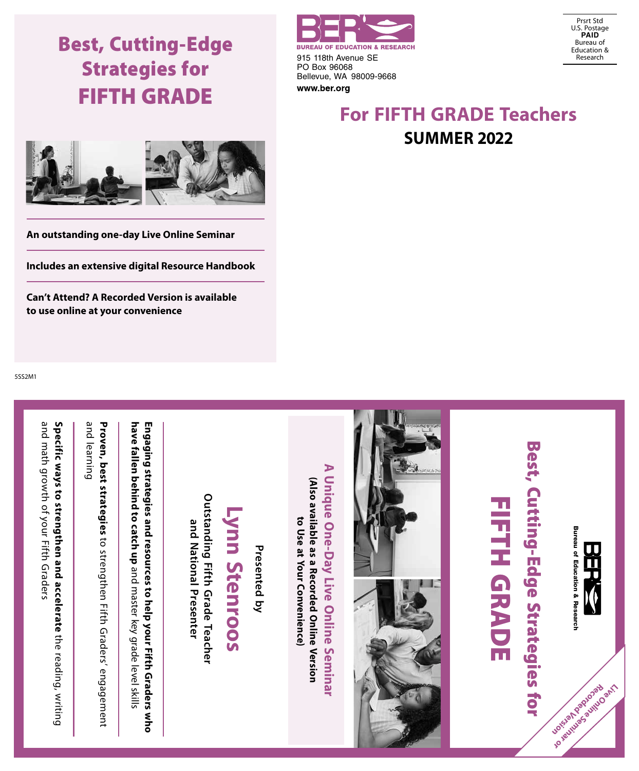# Best, Cutting-Edge Strategies for FIFTH GRADE

An outstanding one-day Live Online Seminar

Includes an extensive digital Resource Handbook

Can't Attend? A Recorded Version is available to use online at your convenience

5SS2M1

BER BUREAU OF EDUCATION & RESEARCH
915 118th Avenue SE
PO Box 96068
Bellevue, WA 98009-9668
www.ber.org

Prsrt Std
U.S. Postage
**PAID**
Bureau of Education & Research

## For FIFTH GRADE Teachers
**SUMMER 2022**

Bureau of Education & Research

# Best, Cutting-Edge Strategies for FIFTH GRADE

Live Online Seminar or Recorded Version

**A Unique One-Day Live Online Seminar**
**(Also available as a Recorded Online Version to Use at Your Convenience)**

Presented by
## Lynn Stenroos
Outstanding Fifth Grade Teacher and National Presenter

**Engaging strategies and resources to help your Fifth Graders who have fallen behind to catch up** and master key grade level skills

**Proven, best strategies** to strengthen Fifth Graders' engagement and learning

**Specific ways to strengthen and accelerate** the reading, writing and math growth of your Fifth Graders